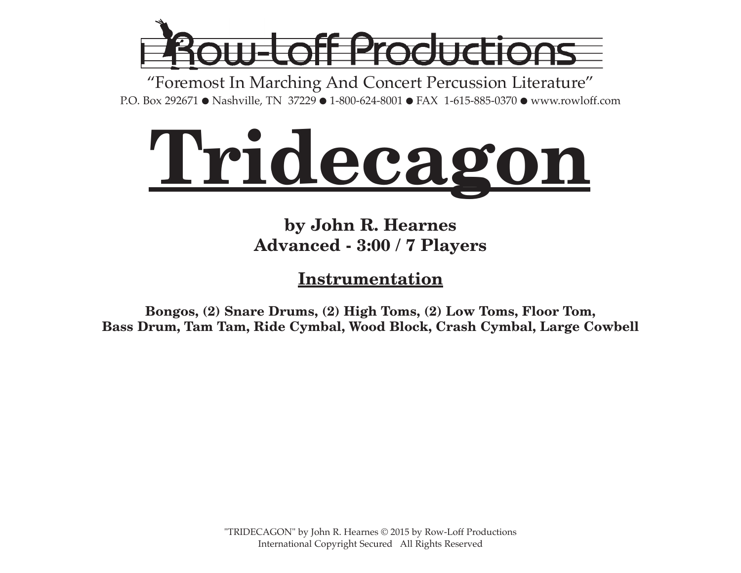Row-Loff Productions

"Foremost In Marching And Concert Percussion Literature"

P.O. Box 292671 ● Nashville, TN 37229 ● 1-800-624-8001 ● FAX 1-615-885-0370 ● www.rowloff.com

# Tridecagon

**by John R. Hearnes**
**Advanced - 3:00 / 7 Players**

## Instrumentation

**Bongos, (2) Snare Drums, (2) High Toms, (2) Low Toms, Floor Tom, Bass Drum, Tam Tam, Ride Cymbal, Wood Block, Crash Cymbal, Large Cowbell**

"TRIDECAGON" by John R. Hearnes © 2015 by Row-Loff Productions
International Copyright Secured All Rights Reserved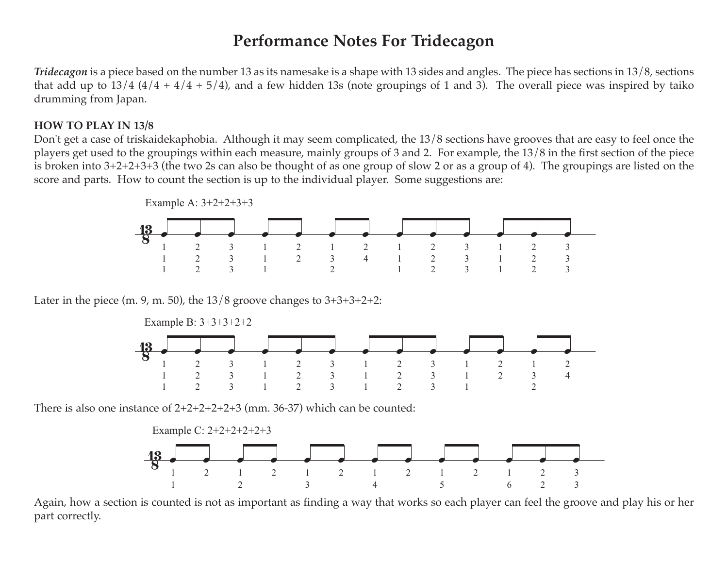# Performance Notes For Tridecagon

***Tridecagon*** is a piece based on the number 13 as its namesake is a shape with 13 sides and angles. The piece has sections in 13/8, sections that add up to 13/4 (4/4 + 4/4 + 5/4), and a few hidden 13s (note groupings of 1 and 3). The overall piece was inspired by taiko drumming from Japan.

**HOW TO PLAY IN 13/8**

Don't get a case of triskaidekaphobia. Although it may seem complicated, the 13/8 sections have grooves that are easy to feel once the players get used to the groupings within each measure, mainly groups of 3 and 2. For example, the 13/8 in the first section of the piece is broken into 3+2+2+3+3 (the two 2s can also be thought of as one group of slow 2 or as a group of 4). The groupings are listed on the score and parts. How to count the section is up to the individual player. Some suggestions are:

Example A: 3+2+2+3+3

| 1 | 2 | 3 | 1 | 2 | 1 | 2 | 1 | 2 | 3 | 1 | 2 | 3 |
|---|---|---|---|---|---|---|---|---|---|---|---|---|
| 1 | 2 | 3 | 1 | 2 | 3 | 4 | 1 | 2 | 3 | 1 | 2 | 3 |
| 1 | 2 | 3 | 1 | | 2 | | 1 | 2 | 3 | 1 | 2 | 3 |

Later in the piece (m. 9, m. 50), the 13/8 groove changes to 3+3+3+2+2:

Example B: 3+3+3+2+2

| 1 | 2 | 3 | 1 | 2 | 3 | 1 | 2 | 3 | 1 | 2 | 1 | 2 |
|---|---|---|---|---|---|---|---|---|---|---|---|---|
| 1 | 2 | 3 | 1 | 2 | 3 | 1 | 2 | 3 | 1 | 2 | 3 | 4 |
| 1 | 2 | 3 | 1 | 2 | 3 | 1 | 2 | 3 | 1 | | 2 | |

There is also one instance of 2+2+2+2+2+3 (mm. 36-37) which can be counted:

Example C: 2+2+2+2+2+3

| 1 | 2 | 1 | 2 | 1 | 2 | 1 | 2 | 1 | 2 | 1 | 2 | 3 |
|---|---|---|---|---|---|---|---|---|---|---|---|---|
| 1 | | 2 | | 3 | | 4 | | 5 | | 6 | 2 | 3 |

Again, how a section is counted is not as important as finding a way that works so each player can feel the groove and play his or her part correctly.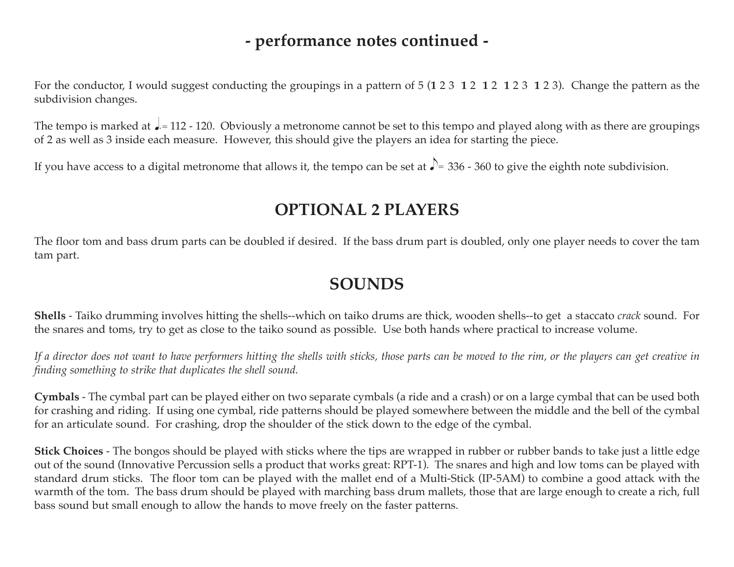## - performance notes continued -

For the conductor, I would suggest conducting the groupings in a pattern of 5 (**1** 2 3 **1** 2 **1** 2 **1** 2 3 **1** 2 3). Change the pattern as the subdivision changes.

The tempo is marked at ♩. = 112 - 120. Obviously a metronome cannot be set to this tempo and played along with as there are groupings of 2 as well as 3 inside each measure. However, this should give the players an idea for starting the piece.

If you have access to a digital metronome that allows it, the tempo can be set at ♪ = 336 - 360 to give the eighth note subdivision.

## OPTIONAL 2 PLAYERS

The floor tom and bass drum parts can be doubled if desired. If the bass drum part is doubled, only one player needs to cover the tam tam part.

## SOUNDS

**Shells** - Taiko drumming involves hitting the shells--which on taiko drums are thick, wooden shells--to get a staccato *crack* sound. For the snares and toms, try to get as close to the taiko sound as possible. Use both hands where practical to increase volume.

*If a director does not want to have performers hitting the shells with sticks, those parts can be moved to the rim, or the players can get creative in finding something to strike that duplicates the shell sound.*

**Cymbals** - The cymbal part can be played either on two separate cymbals (a ride and a crash) or on a large cymbal that can be used both for crashing and riding. If using one cymbal, ride patterns should be played somewhere between the middle and the bell of the cymbal for an articulate sound. For crashing, drop the shoulder of the stick down to the edge of the cymbal.

**Stick Choices** - The bongos should be played with sticks where the tips are wrapped in rubber or rubber bands to take just a little edge out of the sound (Innovative Percussion sells a product that works great: RPT-1). The snares and high and low toms can be played with standard drum sticks. The floor tom can be played with the mallet end of a Multi-Stick (IP-5AM) to combine a good attack with the warmth of the tom. The bass drum should be played with marching bass drum mallets, those that are large enough to create a rich, full bass sound but small enough to allow the hands to move freely on the faster patterns.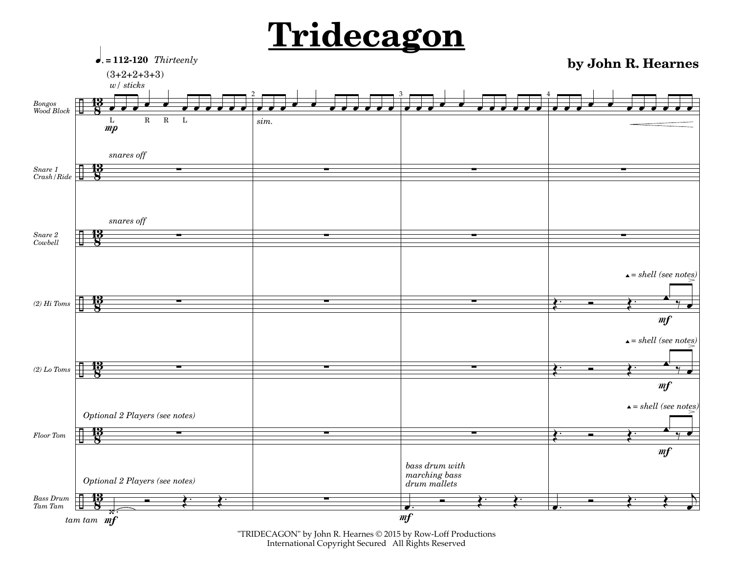# Tridecagon

**by John R. Hearnes**

"TRIDECAGON" by John R. Hearnes © 2015 by Row-Loff Productions
International Copyright Secured All Rights Reserved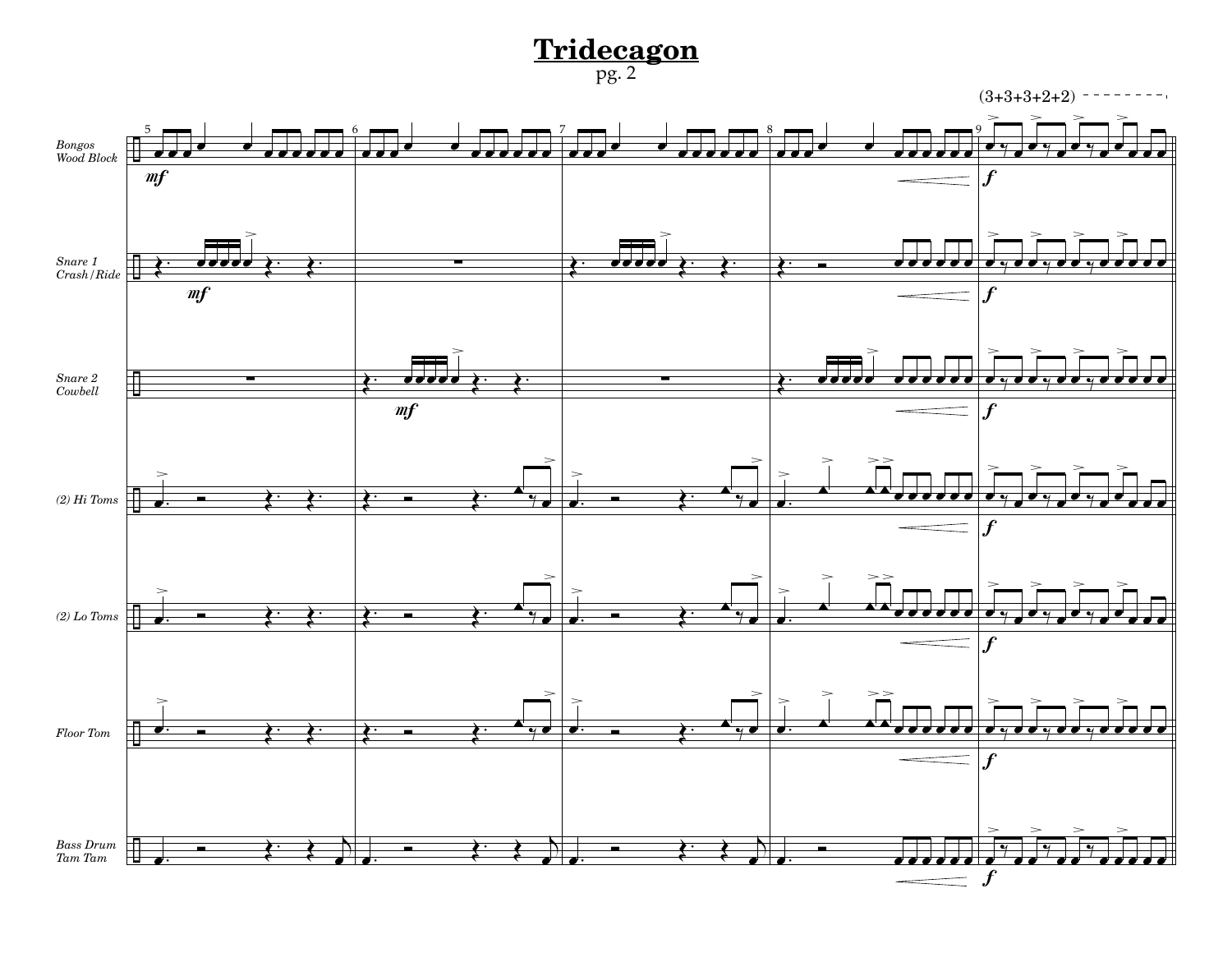# Tridecagon

pg. 2

(3+3+3+2+2)

Bongos
Wood Block

Snare 1
Crash/Ride

Snare 2
Cowbell

(2) Hi Toms

(2) Lo Toms

Floor Tom

Bass Drum
Tam Tam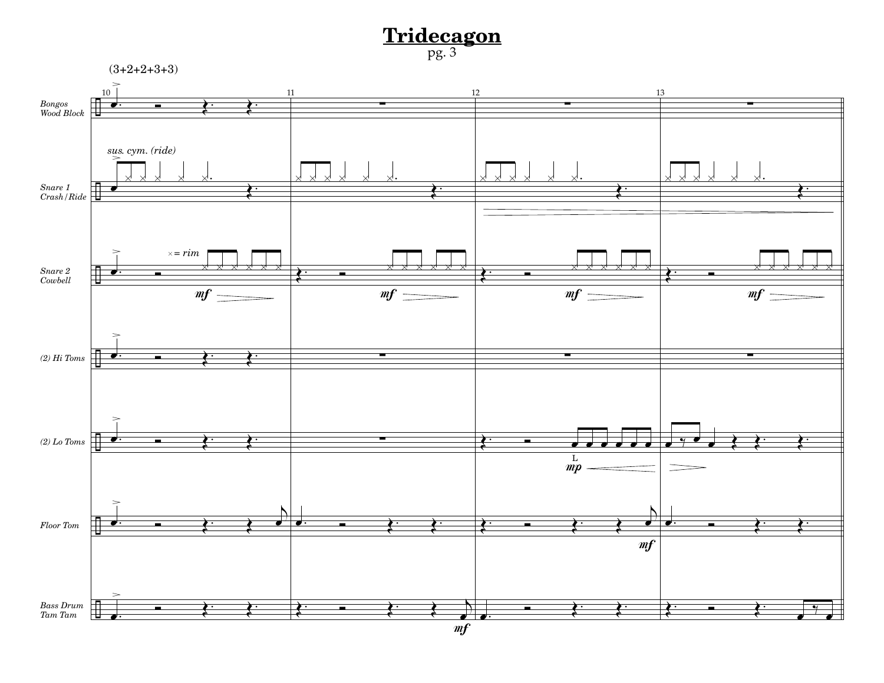# Tridecagon

pg. 3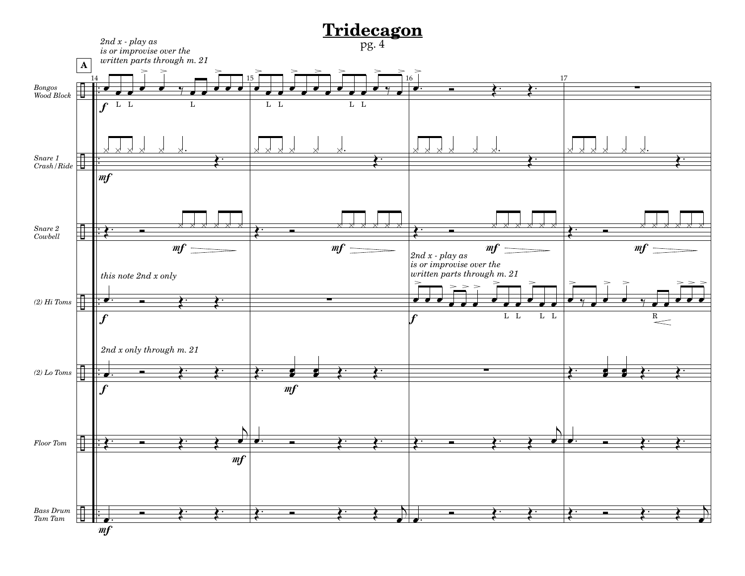# Tridecagon

pg. 4

**A**

*2nd x - play as is or improvise over the written parts through m. 21*

*Bongos / Wood Block*

*Snare 1 / Crash/Ride*

*Snare 2 / Cowbell*

*(2) Hi Toms*

*this note 2nd x only*

*2nd x - play as is or improvise over the written parts through m. 21*

*(2) Lo Toms*

*2nd x only through m. 21*

*Floor Tom*

*Bass Drum / Tam Tam*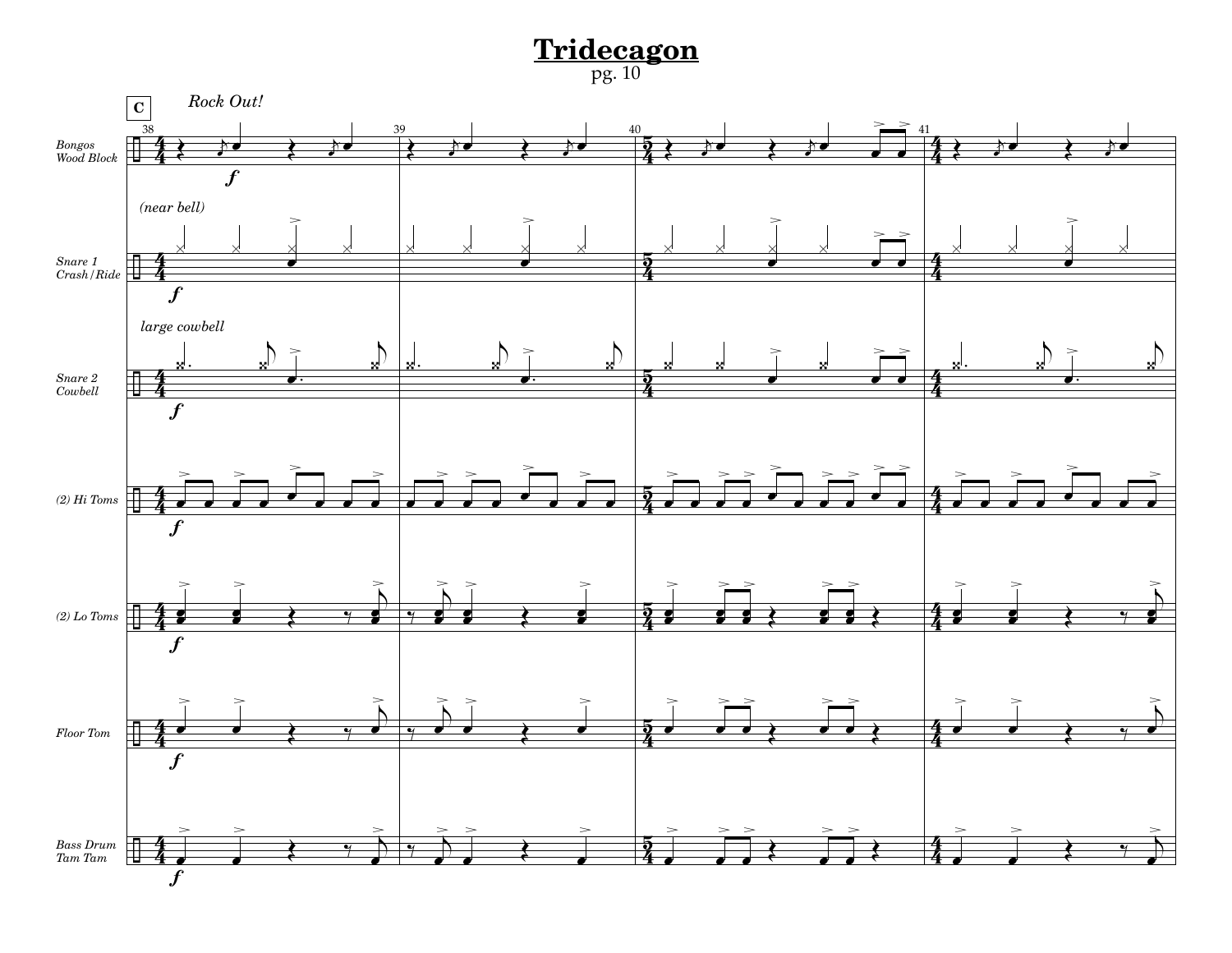# Tridecagon

pg. 10

C

*Rock Out!*

Bongos / Wood Block

*(near bell)*

Snare 1 / Crash/Ride

*large cowbell*

Snare 2 / Cowbell

(2) Hi Toms

(2) Lo Toms

Floor Tom

Bass Drum / Tam Tam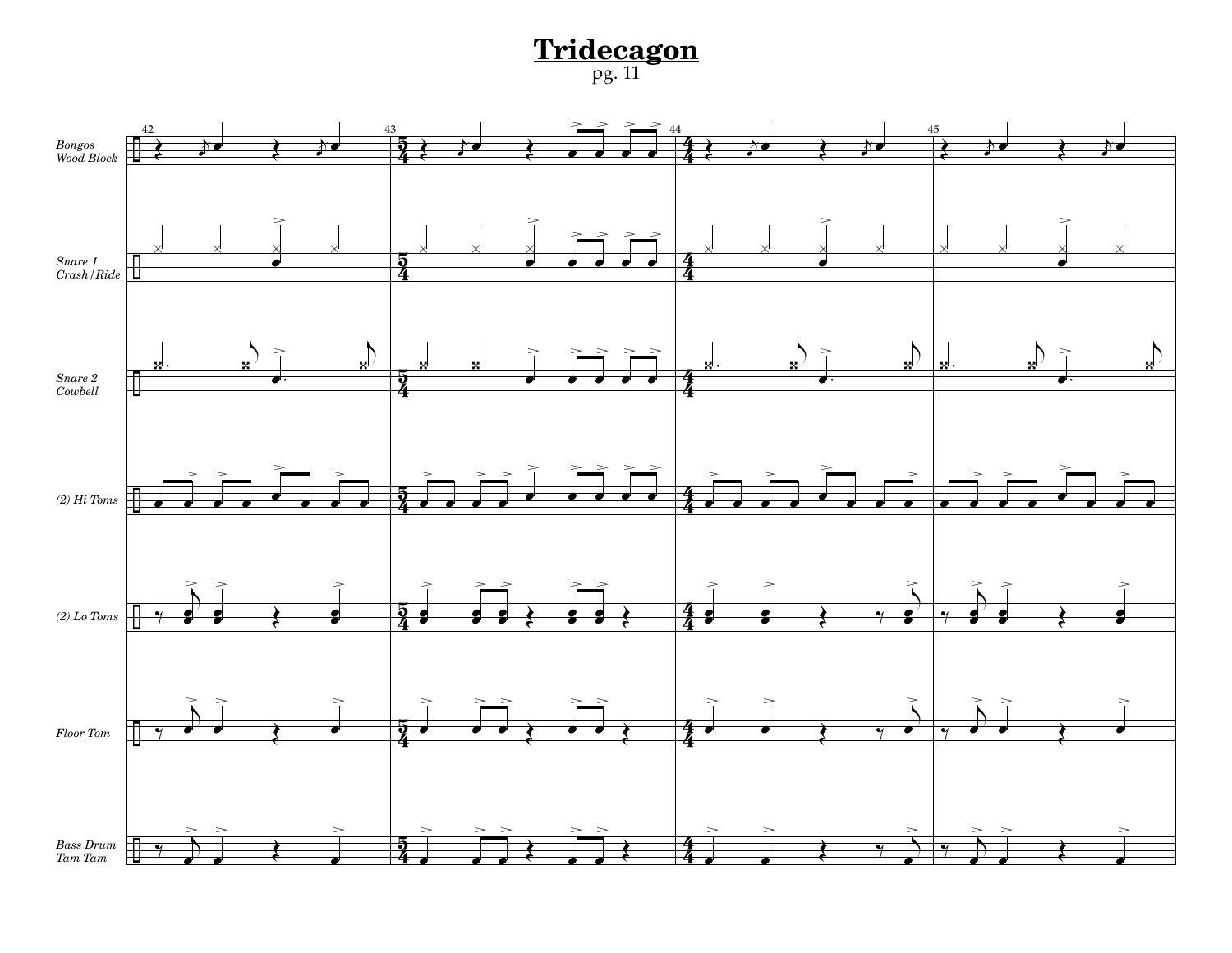# Tridecagon

pg. 11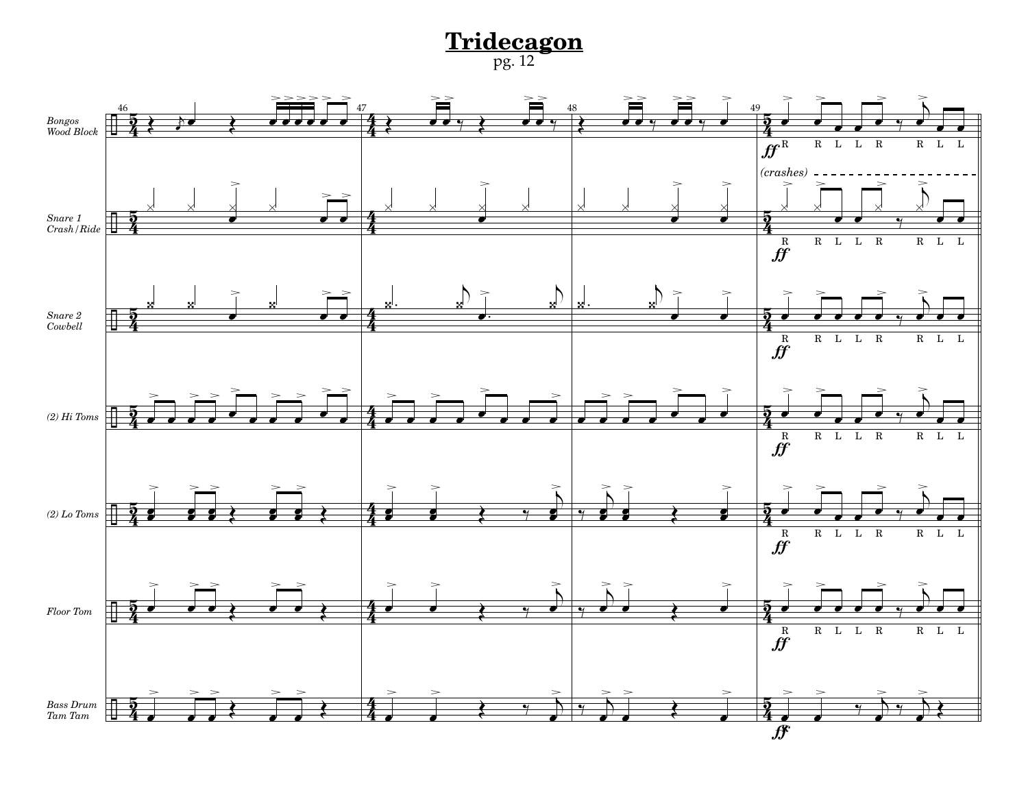# Tridecagon

pg. 12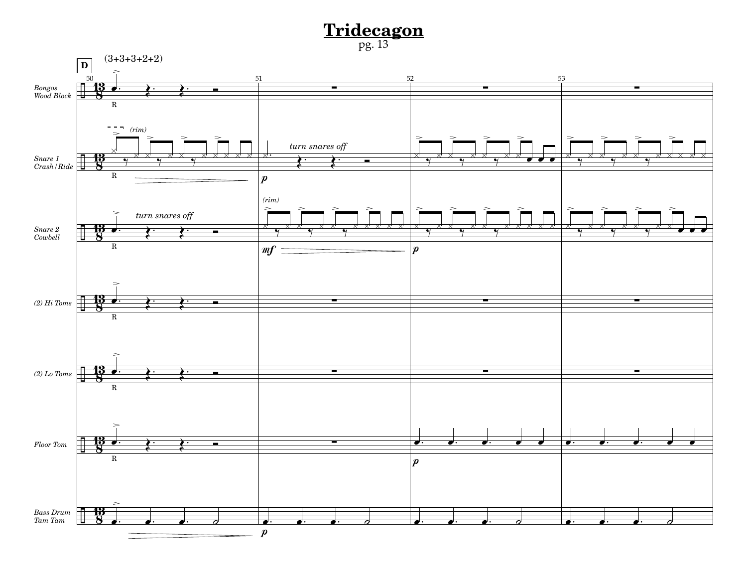# Tridecagon

pg. 13

D

(3+3+3+2+2)

50

51

52

53

Bongos
Wood Block

R

Snare 1
Crash/Ride

(rim)

R

turn snares off

*p*

Snare 2
Cowbell

turn snares off

R

(rim)

*mf*

*p*

(2) Hi Toms

R

(2) Lo Toms

R

Floor Tom

R

*p*

Bass Drum
Tam Tam

*p*